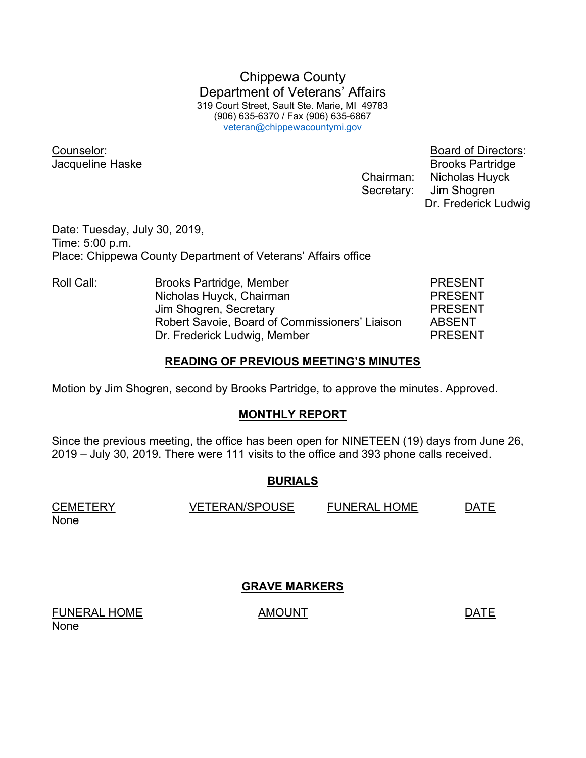# Chippewa County
# Department of Veterans' Affairs

319 Court Street, Sault Ste. Marie, MI 49783
(906) 635-6370 / Fax (906) 635-6867
veteran@chippewacountymi.gov

Counselor:
Jacqueline Haske

Board of Directors:
Brooks Partridge
Chairman: Nicholas Huyck
Secretary: Jim Shogren
Dr. Frederick Ludwig

Date: Tuesday, July 30, 2019,
Time: 5:00 p.m.
Place: Chippewa County Department of Veterans' Affairs office

| Roll Call: | | |
|---|---|---|
| | Brooks Partridge, Member | PRESENT |
| | Nicholas Huyck, Chairman | PRESENT |
| | Jim Shogren, Secretary | PRESENT |
| | Robert Savoie, Board of Commissioners' Liaison | ABSENT |
| | Dr. Frederick Ludwig, Member | PRESENT |

## READING OF PREVIOUS MEETING'S MINUTES

Motion by Jim Shogren, second by Brooks Partridge, to approve the minutes. Approved.

## MONTHLY REPORT

Since the previous meeting, the office has been open for NINETEEN (19) days from June 26, 2019 – July 30, 2019. There were 111 visits to the office and 393 phone calls received.

## BURIALS

| CEMETERY | VETERAN/SPOUSE | FUNERAL HOME | DATE |
|---|---|---|---|
| None | | | |

## GRAVE MARKERS

| FUNERAL HOME | AMOUNT | DATE |
|---|---|---|
| None | | |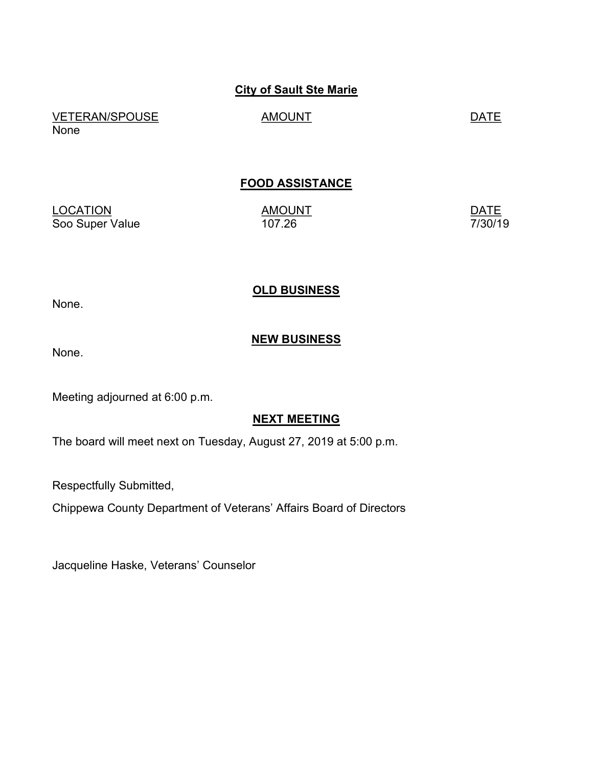## City of Sault Ste Marie

| VETERAN/SPOUSE | AMOUNT | DATE |
|---|---|---|
| None | | |

## FOOD ASSISTANCE

| LOCATION | AMOUNT | DATE |
|---|---|---|
| Soo Super Value | 107.26 | 7/30/19 |

## OLD BUSINESS

None.

## NEW BUSINESS

None.

Meeting adjourned at 6:00 p.m.

## NEXT MEETING

The board will meet next on Tuesday, August 27, 2019 at 5:00 p.m.

Respectfully Submitted,

Chippewa County Department of Veterans' Affairs Board of Directors

Jacqueline Haske, Veterans' Counselor